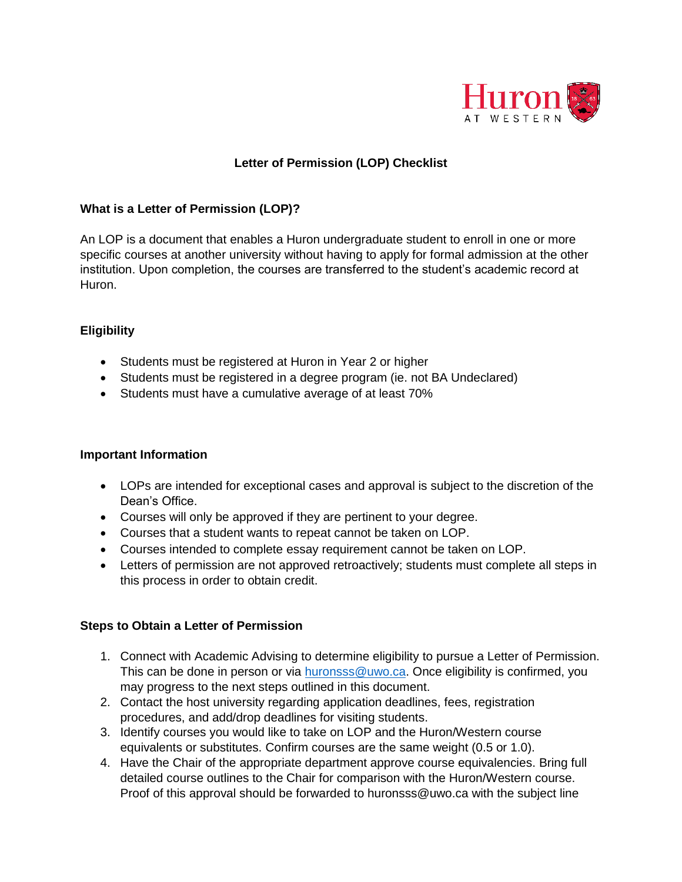# Letter of Permission (LOP) Checklist

## What is a Letter of Permission (LOP)?

An LOP is a document that enables a Huron undergraduate student to enroll in one or more specific courses at another university without having to apply for formal admission at the other institution. Upon completion, the courses are transferred to the student's academic record at Huron.

## Eligibility

- Students must be registered at Huron in Year 2 or higher
- Students must be registered in a degree program (ie. not BA Undeclared)
- Students must have a cumulative average of at least 70%

## Important Information

- LOPs are intended for exceptional cases and approval is subject to the discretion of the Dean's Office.
- Courses will only be approved if they are pertinent to your degree.
- Courses that a student wants to repeat cannot be taken on LOP.
- Courses intended to complete essay requirement cannot be taken on LOP.
- Letters of permission are not approved retroactively; students must complete all steps in this process in order to obtain credit.

## Steps to Obtain a Letter of Permission

1. Connect with Academic Advising to determine eligibility to pursue a Letter of Permission. This can be done in person or via huronsss@uwo.ca. Once eligibility is confirmed, you may progress to the next steps outlined in this document.
2. Contact the host university regarding application deadlines, fees, registration procedures, and add/drop deadlines for visiting students.
3. Identify courses you would like to take on LOP and the Huron/Western course equivalents or substitutes. Confirm courses are the same weight (0.5 or 1.0).
4. Have the Chair of the appropriate department approve course equivalencies. Bring full detailed course outlines to the Chair for comparison with the Huron/Western course. Proof of this approval should be forwarded to huronsss@uwo.ca with the subject line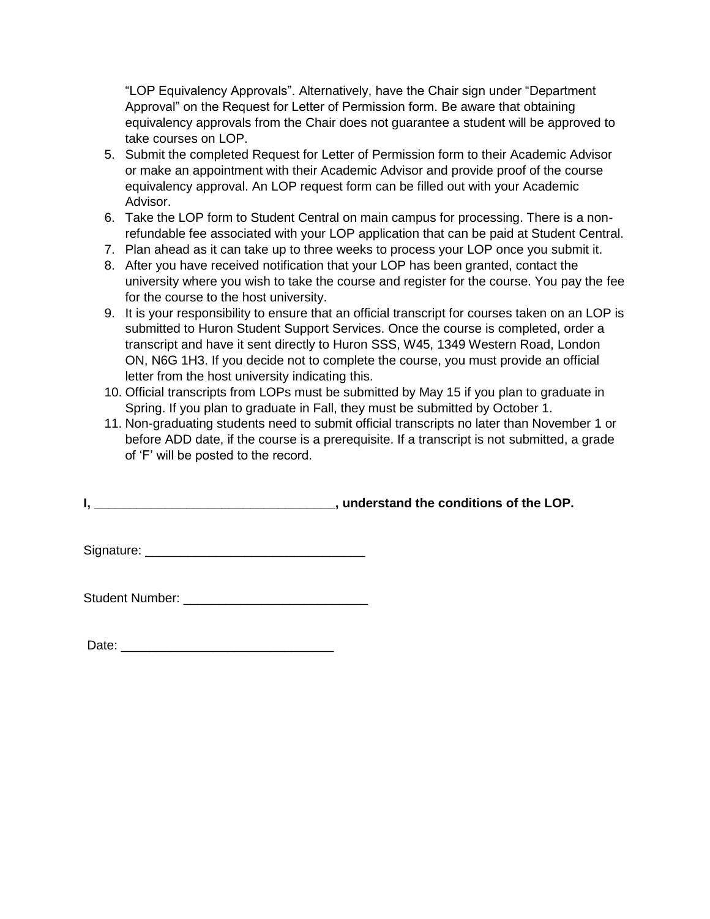"LOP Equivalency Approvals". Alternatively, have the Chair sign under "Department Approval" on the Request for Letter of Permission form. Be aware that obtaining equivalency approvals from the Chair does not guarantee a student will be approved to take courses on LOP.

5. Submit the completed Request for Letter of Permission form to their Academic Advisor or make an appointment with their Academic Advisor and provide proof of the course equivalency approval. An LOP request form can be filled out with your Academic Advisor.
6. Take the LOP form to Student Central on main campus for processing. There is a non-refundable fee associated with your LOP application that can be paid at Student Central.
7. Plan ahead as it can take up to three weeks to process your LOP once you submit it.
8. After you have received notification that your LOP has been granted, contact the university where you wish to take the course and register for the course. You pay the fee for the course to the host university.
9. It is your responsibility to ensure that an official transcript for courses taken on an LOP is submitted to Huron Student Support Services. Once the course is completed, order a transcript and have it sent directly to Huron SSS, W45, 1349 Western Road, London ON, N6G 1H3. If you decide not to complete the course, you must provide an official letter from the host university indicating this.
10. Official transcripts from LOPs must be submitted by May 15 if you plan to graduate in Spring. If you plan to graduate in Fall, they must be submitted by October 1.
11. Non-graduating students need to submit official transcripts no later than November 1 or before ADD date, if the course is a prerequisite. If a transcript is not submitted, a grade of 'F' will be posted to the record.

**I, _________________________________, understand the conditions of the LOP.**

Signature: ______________________________

Student Number: _________________________

Date: ______________________________